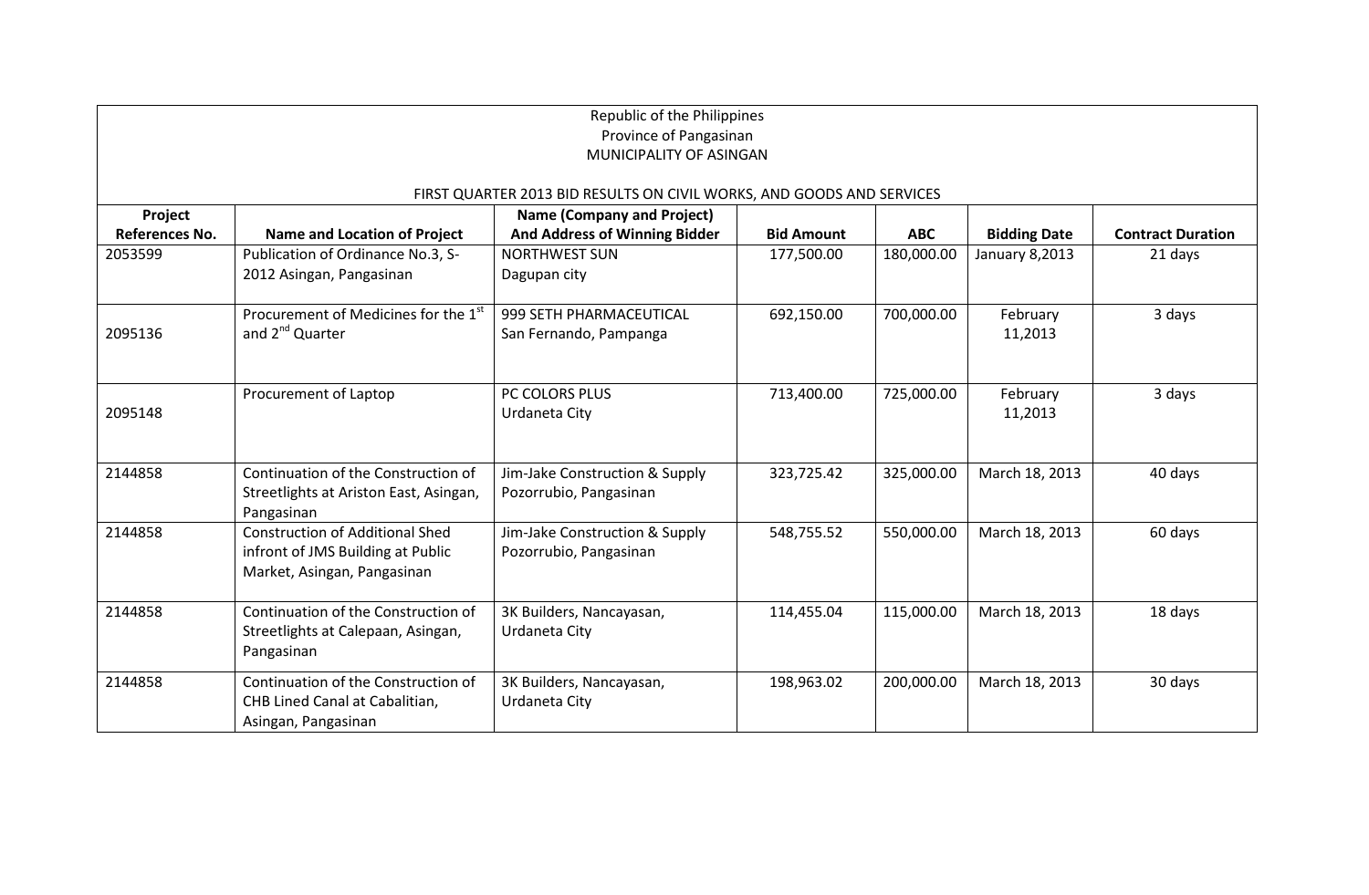Republic of the Philippines
Province of Pangasinan
MUNICIPALITY OF ASINGAN

FIRST QUARTER 2013 BID RESULTS ON CIVIL WORKS, AND GOODS AND SERVICES

| Project References No. | Name and Location of Project | Name (Company and Project) And Address of Winning Bidder | Bid Amount | ABC | Bidding Date | Contract Duration |
|---|---|---|---|---|---|---|
| 2053599 | Publication of Ordinance No.3, S-2012 Asingan, Pangasinan | NORTHWEST SUN Dagupan city | 177,500.00 | 180,000.00 | January 8,2013 | 21 days |
| 2095136 | Procurement of Medicines for the 1st and 2nd Quarter | 999 SETH PHARMACEUTICAL San Fernando, Pampanga | 692,150.00 | 700,000.00 | February 11,2013 | 3 days |
| 2095148 | Procurement of Laptop | PC COLORS PLUS Urdaneta City | 713,400.00 | 725,000.00 | February 11,2013 | 3 days |
| 2144858 | Continuation of the Construction of Streetlights at Ariston East, Asingan, Pangasinan | Jim-Jake Construction & Supply Pozorrubio, Pangasinan | 323,725.42 | 325,000.00 | March 18, 2013 | 40 days |
| 2144858 | Construction of Additional Shed infront of JMS Building at Public Market, Asingan, Pangasinan | Jim-Jake Construction & Supply Pozorrubio, Pangasinan | 548,755.52 | 550,000.00 | March 18, 2013 | 60 days |
| 2144858 | Continuation of the Construction of Streetlights at Calepaan, Asingan, Pangasinan | 3K Builders, Nancayasan, Urdaneta City | 114,455.04 | 115,000.00 | March 18, 2013 | 18 days |
| 2144858 | Continuation of the Construction of CHB Lined Canal at Cabalitian, Asingan, Pangasinan | 3K Builders, Nancayasan, Urdaneta City | 198,963.02 | 200,000.00 | March 18, 2013 | 30 days |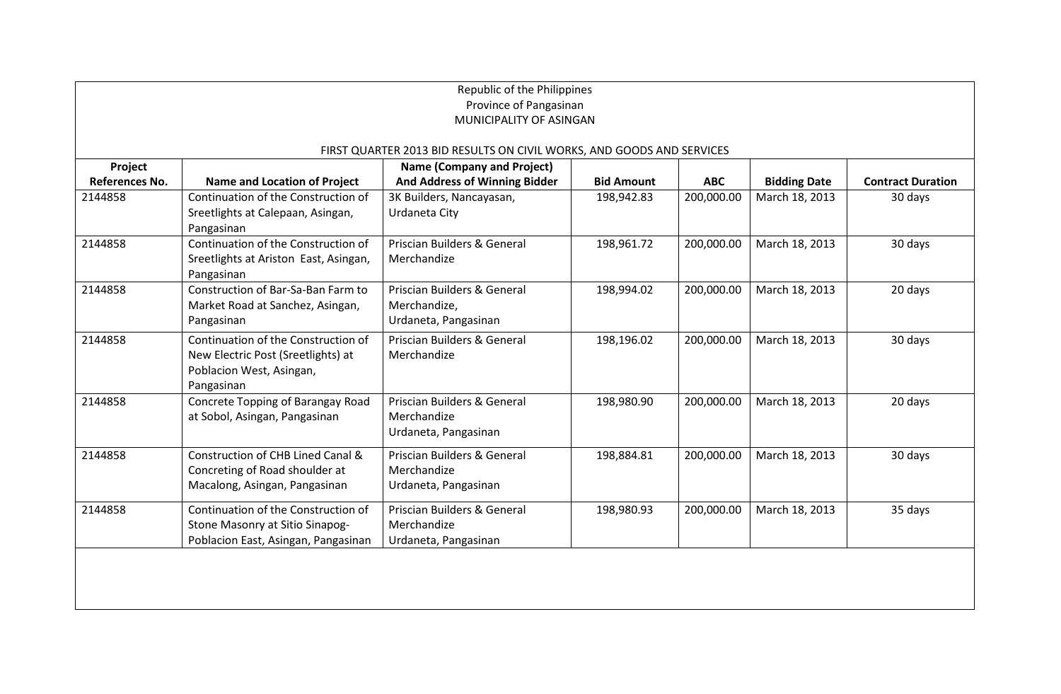Republic of the Philippines
Province of Pangasinan
MUNICIPALITY OF ASINGAN

FIRST QUARTER 2013 BID RESULTS ON CIVIL WORKS, AND GOODS AND SERVICES

| Project References No. | Name and Location of Project | Name (Company and Project) And Address of Winning Bidder | Bid Amount | ABC | Bidding Date | Contract Duration |
|---|---|---|---|---|---|---|
| 2144858 | Continuation of the Construction of Sreetlights at Calepaan, Asingan, Pangasinan | 3K Builders, Nancayasan, Urdaneta City | 198,942.83 | 200,000.00 | March 18, 2013 | 30 days |
| 2144858 | Continuation of the Construction of Sreetlights at Ariston East, Asingan, Pangasinan | Priscian Builders & General Merchandize | 198,961.72 | 200,000.00 | March 18, 2013 | 30 days |
| 2144858 | Construction of Bar-Sa-Ban Farm to Market Road at Sanchez, Asingan, Pangasinan | Priscian Builders & General Merchandize, Urdaneta, Pangasinan | 198,994.02 | 200,000.00 | March 18, 2013 | 20 days |
| 2144858 | Continuation of the Construction of New Electric Post (Sreetlights) at Poblacion West, Asingan, Pangasinan | Priscian Builders & General Merchandize | 198,196.02 | 200,000.00 | March 18, 2013 | 30 days |
| 2144858 | Concrete Topping of Barangay Road at Sobol, Asingan, Pangasinan | Priscian Builders & General Merchandize Urdaneta, Pangasinan | 198,980.90 | 200,000.00 | March 18, 2013 | 20 days |
| 2144858 | Construction of CHB Lined Canal & Concreting of Road shoulder at Macalong, Asingan, Pangasinan | Priscian Builders & General Merchandize Urdaneta, Pangasinan | 198,884.81 | 200,000.00 | March 18, 2013 | 30 days |
| 2144858 | Continuation of the Construction of Stone Masonry at Sitio Sinapog-Poblacion East, Asingan, Pangasinan | Priscian Builders & General Merchandize Urdaneta, Pangasinan | 198,980.93 | 200,000.00 | March 18, 2013 | 35 days |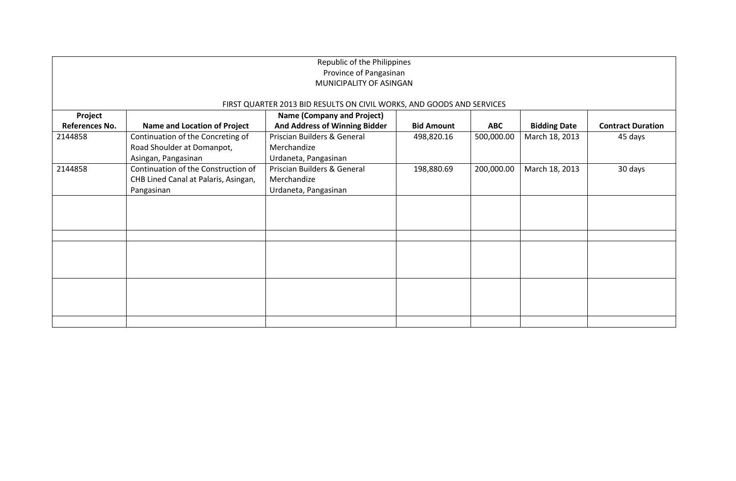Republic of the Philippines
Province of Pangasinan
MUNICIPALITY OF ASINGAN

FIRST QUARTER 2013 BID RESULTS ON CIVIL WORKS, AND GOODS AND SERVICES

| Project References No. | Name and Location of Project | Name (Company and Project) And Address of Winning Bidder | Bid Amount | ABC | Bidding Date | Contract Duration |
|---|---|---|---|---|---|---|
| 2144858 | Continuation of the Concreting of Road Shoulder at Domanpot, Asingan, Pangasinan | Priscian Builders & General Merchandize Urdaneta, Pangasinan | 498,820.16 | 500,000.00 | March 18, 2013 | 45 days |
| 2144858 | Continuation of the Construction of CHB Lined Canal at Palaris, Asingan, Pangasinan | Priscian Builders & General Merchandize Urdaneta, Pangasinan | 198,880.69 | 200,000.00 | March 18, 2013 | 30 days |
| | | | | | | |
| | | | | | | |
| | | | | | | |
| | | | | | | |
| | | | | | | |